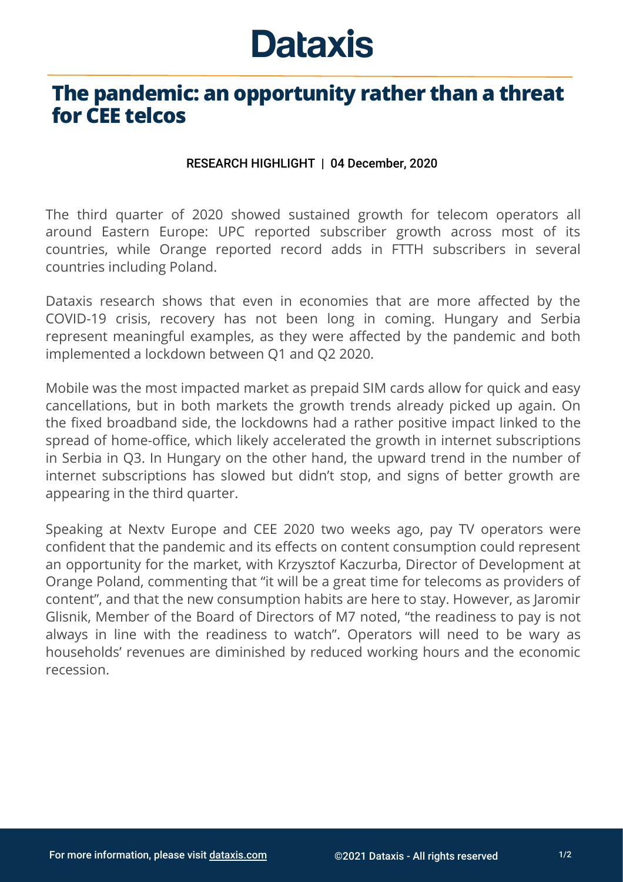# Dataxis

## The pandemic: an opportunity rather than a threat for CEE telcos

RESEARCH HIGHLIGHT | 04 December, 2020

The third quarter of 2020 showed sustained growth for telecom operators all around Eastern Europe: UPC reported subscriber growth across most of its countries, while Orange reported record adds in FTTH subscribers in several countries including Poland.

Dataxis research shows that even in economies that are more affected by the COVID-19 crisis, recovery has not been long in coming. Hungary and Serbia represent meaningful examples, as they were affected by the pandemic and both implemented a lockdown between Q1 and Q2 2020.

Mobile was the most impacted market as prepaid SIM cards allow for quick and easy cancellations, but in both markets the growth trends already picked up again. On the fixed broadband side, the lockdowns had a rather positive impact linked to the spread of home-office, which likely accelerated the growth in internet subscriptions in Serbia in Q3. In Hungary on the other hand, the upward trend in the number of internet subscriptions has slowed but didn't stop, and signs of better growth are appearing in the third quarter.

Speaking at Nextv Europe and CEE 2020 two weeks ago, pay TV operators were confident that the pandemic and its effects on content consumption could represent an opportunity for the market, with Krzysztof Kaczurba, Director of Development at Orange Poland, commenting that "it will be a great time for telecoms as providers of content", and that the new consumption habits are here to stay. However, as Jaromir Glisnik, Member of the Board of Directors of M7 noted, "the readiness to pay is not always in line with the readiness to watch". Operators will need to be wary as households' revenues are diminished by reduced working hours and the economic recession.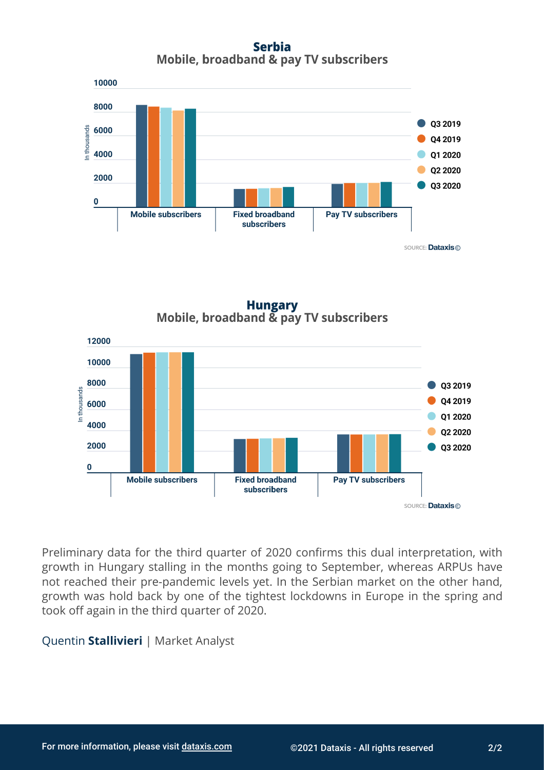**Serbia**
**Mobile, broadband & pay TV subscribers**

10000
8000
6000
4000
2000
0

In thousands

Mobile subscribers
Fixed broadband subscribers
Pay TV subscribers

Q3 2019
Q4 2019
Q1 2020
Q2 2020
Q3 2020

SOURCE: Dataxis©

**Hungary**
**Mobile, broadband & pay TV subscribers**

12000
10000
8000
6000
4000
2000
0

In thousands

Mobile subscribers
Fixed broadband subscribers
Pay TV subscribers

Q3 2019
Q4 2019
Q1 2020
Q2 2020
Q3 2020

SOURCE: Dataxis©

Preliminary data for the third quarter of 2020 confirms this dual interpretation, with growth in Hungary stalling in the months going to September, whereas ARPUs have not reached their pre-pandemic levels yet. In the Serbian market on the other hand, growth was hold back by one of the tightest lockdowns in Europe in the spring and took off again in the third quarter of 2020.

Quentin **Stallivieri** | Market Analyst

For more information, please visit dataxis.com

©2021 Dataxis - All rights reserved